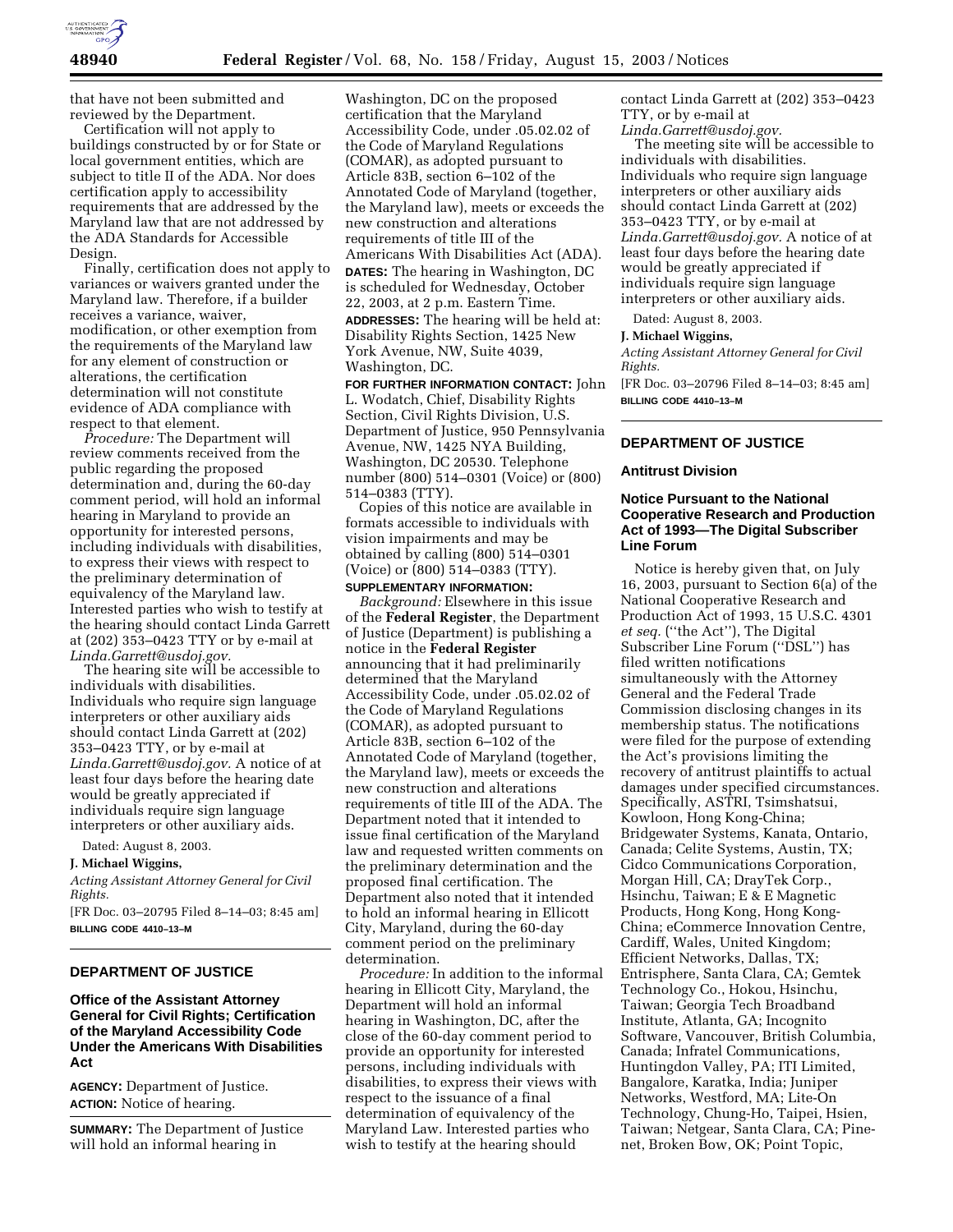that have not been submitted and reviewed by the Department.

Certification will not apply to buildings constructed by or for State or local government entities, which are subject to title II of the ADA. Nor does certification apply to accessibility requirements that are addressed by the Maryland law that are not addressed by the ADA Standards for Accessible Design.

Finally, certification does not apply to variances or waivers granted under the Maryland law. Therefore, if a builder receives a variance, waiver, modification, or other exemption from the requirements of the Maryland law for any element of construction or alterations, the certification determination will not constitute evidence of ADA compliance with respect to that element.

*Procedure:* The Department will review comments received from the public regarding the proposed determination and, during the 60-day comment period, will hold an informal hearing in Maryland to provide an opportunity for interested persons, including individuals with disabilities, to express their views with respect to the preliminary determination of equivalency of the Maryland law. Interested parties who wish to testify at the hearing should contact Linda Garrett at (202) 353–0423 TTY or by e-mail at *Linda.Garrett@usdoj.gov.*

The hearing site will be accessible to individuals with disabilities. Individuals who require sign language interpreters or other auxiliary aids should contact Linda Garrett at (202) 353–0423 TTY, or by e-mail at *Linda.Garrett@usdoj.gov.* A notice of at least four days before the hearing date would be greatly appreciated if individuals require sign language interpreters or other auxiliary aids.

Dated: August 8, 2003.

**J. Michael Wiggins,**

*Acting Assistant Attorney General for Civil Rights.*

[FR Doc. 03–20795 Filed 8–14–03; 8:45 am]

**BILLING CODE 4410–13–M**

---

## DEPARTMENT OF JUSTICE

### Office of the Assistant Attorney General for Civil Rights; Certification of the Maryland Accessibility Code Under the Americans With Disabilities Act

**AGENCY:** Department of Justice.

**ACTION:** Notice of hearing.

**SUMMARY:** The Department of Justice will hold an informal hearing in Washington, DC on the proposed certification that the Maryland Accessibility Code, under .05.02.02 of the Code of Maryland Regulations (COMAR), as adopted pursuant to Article 83B, section 6–102 of the Annotated Code of Maryland (together, the Maryland law), meets or exceeds the new construction and alterations requirements of title III of the Americans With Disabilities Act (ADA).

**DATES:** The hearing in Washington, DC is scheduled for Wednesday, October 22, 2003, at 2 p.m. Eastern Time.

**ADDRESSES:** The hearing will be held at: Disability Rights Section, 1425 New York Avenue, NW, Suite 4039, Washington, DC.

**FOR FURTHER INFORMATION CONTACT:** John L. Wodatch, Chief, Disability Rights Section, Civil Rights Division, U.S. Department of Justice, 950 Pennsylvania Avenue, NW, 1425 NYA Building, Washington, DC 20530. Telephone number (800) 514–0301 (Voice) or (800) 514–0383 (TTY).

Copies of this notice are available in formats accessible to individuals with vision impairments and may be obtained by calling (800) 514–0301 (Voice) or (800) 514–0383 (TTY).

**SUPPLEMENTARY INFORMATION:**

*Background:* Elsewhere in this issue of the **Federal Register**, the Department of Justice (Department) is publishing a notice in the **Federal Register** announcing that it had preliminarily determined that the Maryland Accessibility Code, under .05.02.02 of the Code of Maryland Regulations (COMAR), as adopted pursuant to Article 83B, section 6–102 of the Annotated Code of Maryland (together, the Maryland law), meets or exceeds the new construction and alterations requirements of title III of the ADA. The Department noted that it intended to issue final certification of the Maryland law and requested written comments on the preliminary determination and the proposed final certification. The Department also noted that it intended to hold an informal hearing in Ellicott City, Maryland, during the 60-day comment period on the preliminary determination.

*Procedure:* In addition to the informal hearing in Ellicott City, Maryland, the Department will hold an informal hearing in Washington, DC, after the close of the 60-day comment period to provide an opportunity for interested persons, including individuals with disabilities, to express their views with respect to the issuance of a final determination of equivalency of the Maryland Law. Interested parties who wish to testify at the hearing should contact Linda Garrett at (202) 353–0423 TTY, or by e-mail at *Linda.Garrett@usdoj.gov.*

The meeting site will be accessible to individuals with disabilities. Individuals who require sign language interpreters or other auxiliary aids should contact Linda Garrett at (202) 353–0423 TTY, or by e-mail at *Linda.Garrett@usdoj.gov.* A notice of at least four days before the hearing date would be greatly appreciated if individuals require sign language interpreters or other auxiliary aids.

Dated: August 8, 2003.

**J. Michael Wiggins,**

*Acting Assistant Attorney General for Civil Rights.*

[FR Doc. 03–20796 Filed 8–14–03; 8:45 am]

**BILLING CODE 4410–13–M**

---

## DEPARTMENT OF JUSTICE

### Antitrust Division

### Notice Pursuant to the National Cooperative Research and Production Act of 1993—The Digital Subscriber Line Forum

Notice is hereby given that, on July 16, 2003, pursuant to Section 6(a) of the National Cooperative Research and Production Act of 1993, 15 U.S.C. 4301 *et seq.* (''the Act''), The Digital Subscriber Line Forum (''DSL'') has filed written notifications simultaneously with the Attorney General and the Federal Trade Commission disclosing changes in its membership status. The notifications were filed for the purpose of extending the Act's provisions limiting the recovery of antitrust plaintiffs to actual damages under specified circumstances. Specifically, ASTRI, Tsimshatsui, Kowloon, Hong Kong-China; Bridgewater Systems, Kanata, Ontario, Canada; Celite Systems, Austin, TX; Cidco Communications Corporation, Morgan Hill, CA; DrayTek Corp., Hsinchu, Taiwan; E & E Magnetic Products, Hong Kong, Hong Kong-China; eCommerce Innovation Centre, Cardiff, Wales, United Kingdom; Efficient Networks, Dallas, TX; Entrisphere, Santa Clara, CA; Gemtek Technology Co., Hokou, Hsinchu, Taiwan; Georgia Tech Broadband Institute, Atlanta, GA; Incognito Software, Vancouver, British Columbia, Canada; Infratel Communications, Huntingdon Valley, PA; ITI Limited, Bangalore, Karatka, India; Juniper Networks, Westford, MA; Lite-On Technology, Chung-Ho, Taipei, Hsien, Taiwan; Netgear, Santa Clara, CA; Pine-net, Broken Bow, OK; Point Topic,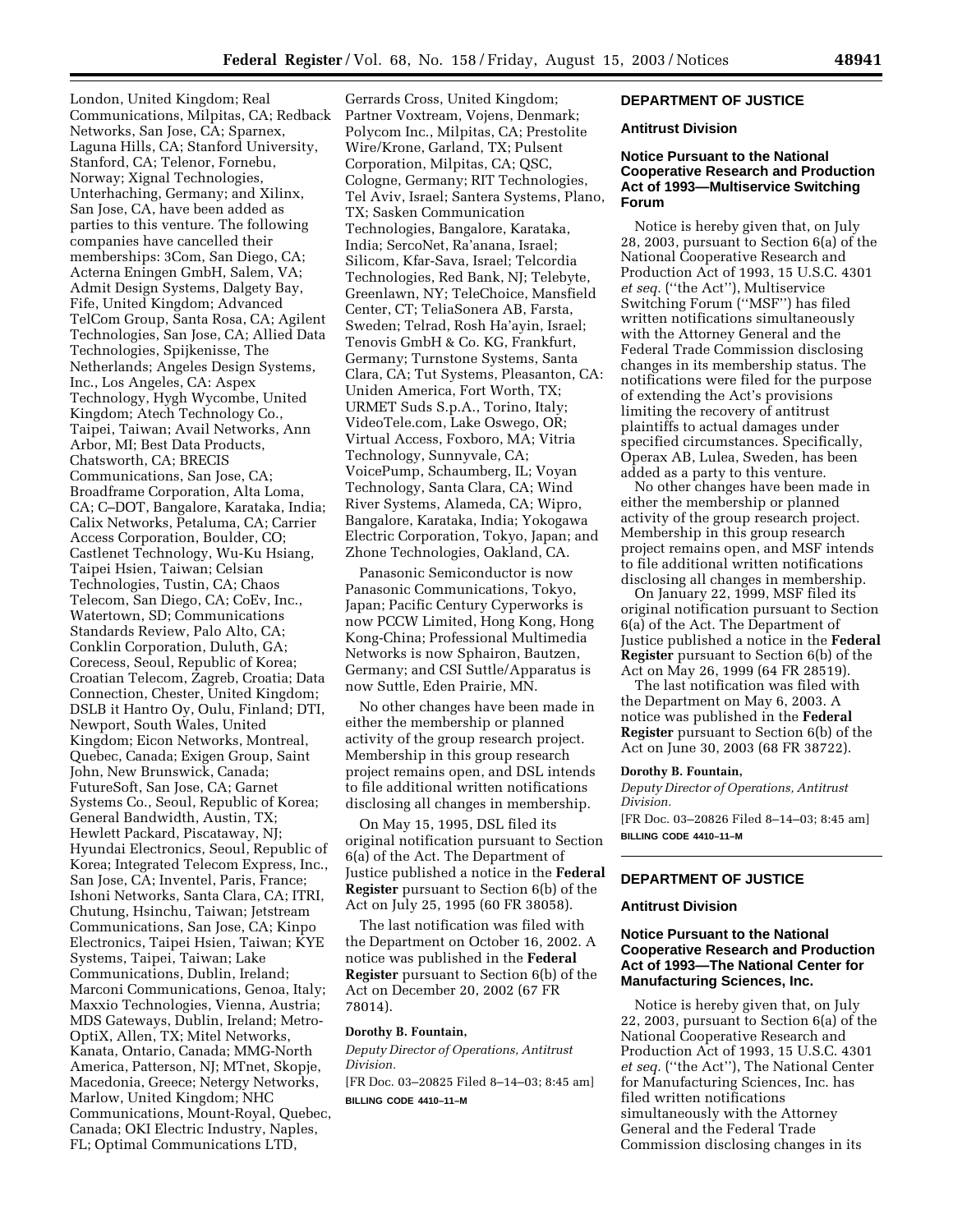London, United Kingdom; Real Communications, Milpitas, CA; Redback Networks, San Jose, CA; Sparnex, Laguna Hills, CA; Stanford University, Stanford, CA; Telenor, Fornebu, Norway; Xignal Technologies, Unterhaching, Germany; and Xilinx, San Jose, CA, have been added as parties to this venture. The following companies have cancelled their memberships: 3Com, San Diego, CA; Acterna Eningen GmbH, Salem, VA; Admit Design Systems, Dalgety Bay, Fife, United Kingdom; Advanced TelCom Group, Santa Rosa, CA; Agilent Technologies, San Jose, CA; Allied Data Technologies, Spijkenisse, The Netherlands; Angeles Design Systems, Inc., Los Angeles, CA: Aspex Technology, Hygh Wycombe, United Kingdom; Atech Technology Co., Taipei, Taiwan; Avail Networks, Ann Arbor, MI; Best Data Products, Chatsworth, CA; BRECIS Communications, San Jose, CA; Broadframe Corporation, Alta Loma, CA; C–DOT, Bangalore, Karataka, India; Calix Networks, Petaluma, CA; Carrier Access Corporation, Boulder, CO; Castlenet Technology, Wu-Ku Hsiang, Taipei Hsien, Taiwan; Celsian Technologies, Tustin, CA; Chaos Telecom, San Diego, CA; CoEv, Inc., Watertown, SD; Communications Standards Review, Palo Alto, CA; Conklin Corporation, Duluth, GA; Corecess, Seoul, Republic of Korea; Croatian Telecom, Zagreb, Croatia; Data Connection, Chester, United Kingdom; DSLB it Hantro Oy, Oulu, Finland; DTI, Newport, South Wales, United Kingdom; Eicon Networks, Montreal, Quebec, Canada; Exigen Group, Saint John, New Brunswick, Canada; FutureSoft, San Jose, CA; Garnet Systems Co., Seoul, Republic of Korea; General Bandwidth, Austin, TX; Hewlett Packard, Piscataway, NJ; Hyundai Electronics, Seoul, Republic of Korea; Integrated Telecom Express, Inc., San Jose, CA; Inventel, Paris, France; Ishoni Networks, Santa Clara, CA; ITRI, Chutung, Hsinchu, Taiwan; Jetstream Communications, San Jose, CA; Kinpo Electronics, Taipei Hsien, Taiwan; KYE Systems, Taipei, Taiwan; Lake Communications, Dublin, Ireland; Marconi Communications, Genoa, Italy; Maxxio Technologies, Vienna, Austria; MDS Gateways, Dublin, Ireland; Metro-OptiX, Allen, TX; Mitel Networks, Kanata, Ontario, Canada; MMG-North America, Patterson, NJ; MTnet, Skopje, Macedonia, Greece; Netergy Networks, Marlow, United Kingdom; NHC Communications, Mount-Royal, Quebec, Canada; OKI Electric Industry, Naples, FL; Optimal Communications LTD, Gerrards Cross, United Kingdom; Partner Voxtream, Vojens, Denmark; Polycom Inc., Milpitas, CA; Prestolite Wire/Krone, Garland, TX; Pulsent Corporation, Milpitas, CA; QSC, Cologne, Germany; RIT Technologies, Tel Aviv, Israel; Santera Systems, Plano, TX; Sasken Communication Technologies, Bangalore, Karataka, India; SercoNet, Ra'anana, Israel; Silicom, Kfar-Sava, Israel; Telcordia Technologies, Red Bank, NJ; Telebyte, Greenlawn, NY; TeleChoice, Mansfield Center, CT; TeliaSonera AB, Farsta, Sweden; Telrad, Rosh Ha'ayin, Israel; Tenovis GmbH & Co. KG, Frankfurt, Germany; Turnstone Systems, Santa Clara, CA; Tut Systems, Pleasanton, CA: Uniden America, Fort Worth, TX; URMET Suds S.p.A., Torino, Italy; VideoTele.com, Lake Oswego, OR; Virtual Access, Foxboro, MA; Vitria Technology, Sunnyvale, CA; VoicePump, Schaumberg, IL; Voyan Technology, Santa Clara, CA; Wind River Systems, Alameda, CA; Wipro, Bangalore, Karataka, India; Yokogawa Electric Corporation, Tokyo, Japan; and Zhone Technologies, Oakland, CA.

Panasonic Semiconductor is now Panasonic Communications, Tokyo, Japan; Pacific Century Cyperworks is now PCCW Limited, Hong Kong, Hong Kong-China; Professional Multimedia Networks is now Sphairon, Bautzen, Germany; and CSI Suttle/Apparatus is now Suttle, Eden Prairie, MN.

No other changes have been made in either the membership or planned activity of the group research project. Membership in this group research project remains open, and DSL intends to file additional written notifications disclosing all changes in membership.

On May 15, 1995, DSL filed its original notification pursuant to Section 6(a) of the Act. The Department of Justice published a notice in the **Federal Register** pursuant to Section 6(b) of the Act on July 25, 1995 (60 FR 38058).

The last notification was filed with the Department on October 16, 2002. A notice was published in the **Federal Register** pursuant to Section 6(b) of the Act on December 20, 2002 (67 FR 78014).

**Dorothy B. Fountain,**

*Deputy Director of Operations, Antitrust Division.*

[FR Doc. 03–20825 Filed 8–14–03; 8:45 am]

**BILLING CODE 4410–11–M**

## DEPARTMENT OF JUSTICE

### Antitrust Division

### Notice Pursuant to the National Cooperative Research and Production Act of 1993—Multiservice Switching Forum

Notice is hereby given that, on July 28, 2003, pursuant to Section 6(a) of the National Cooperative Research and Production Act of 1993, 15 U.S.C. 4301 *et seq.* (''the Act''), Multiservice Switching Forum (''MSF'') has filed written notifications simultaneously with the Attorney General and the Federal Trade Commission disclosing changes in its membership status. The notifications were filed for the purpose of extending the Act's provisions limiting the recovery of antitrust plaintiffs to actual damages under specified circumstances. Specifically, Operax AB, Lulea, Sweden, has been added as a party to this venture.

No other changes have been made in either the membership or planned activity of the group research project. Membership in this group research project remains open, and MSF intends to file additional written notifications disclosing all changes in membership.

On January 22, 1999, MSF filed its original notification pursuant to Section 6(a) of the Act. The Department of Justice published a notice in the **Federal Register** pursuant to Section 6(b) of the Act on May 26, 1999 (64 FR 28519).

The last notification was filed with the Department on May 6, 2003. A notice was published in the **Federal Register** pursuant to Section 6(b) of the Act on June 30, 2003 (68 FR 38722).

**Dorothy B. Fountain,**

*Deputy Director of Operations, Antitrust Division.*

[FR Doc. 03–20826 Filed 8–14–03; 8:45 am]

**BILLING CODE 4410–11–M**

## DEPARTMENT OF JUSTICE

### Antitrust Division

### Notice Pursuant to the National Cooperative Research and Production Act of 1993—The National Center for Manufacturing Sciences, Inc.

Notice is hereby given that, on July 22, 2003, pursuant to Section 6(a) of the National Cooperative Research and Production Act of 1993, 15 U.S.C. 4301 *et seq.* (''the Act''), The National Center for Manufacturing Sciences, Inc. has filed written notifications simultaneously with the Attorney General and the Federal Trade Commission disclosing changes in its